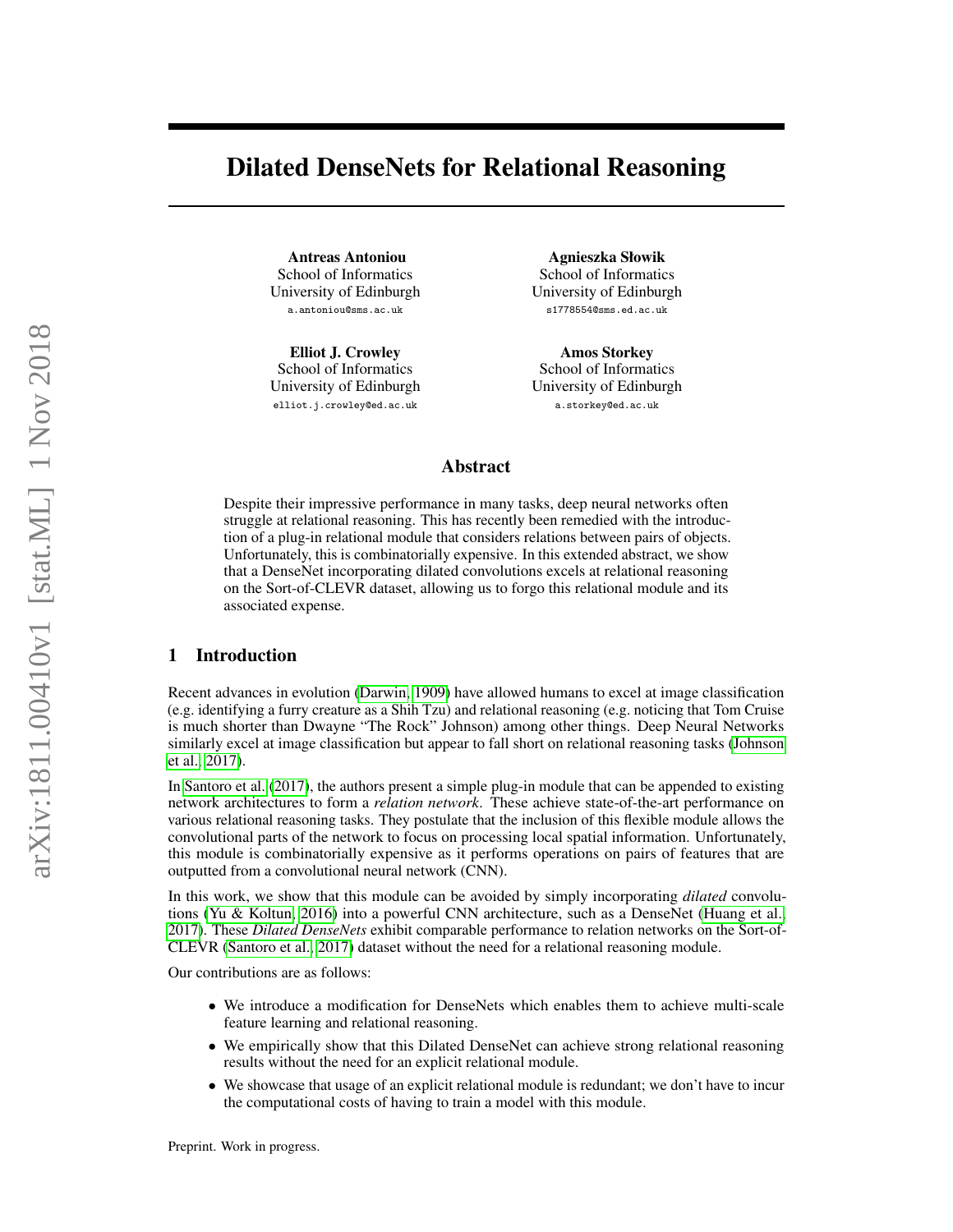# Dilated DenseNets for Relational Reasoning

**Antreas Antoniou**
School of Informatics
University of Edinburgh
a.antoniou@sms.ac.uk

**Agnieszka Słowik**
School of Informatics
University of Edinburgh
s1778554@sms.ed.ac.uk

**Elliot J. Crowley**
School of Informatics
University of Edinburgh
elliot.j.crowley@ed.ac.uk

**Amos Storkey**
School of Informatics
University of Edinburgh
a.storkey@ed.ac.uk

## Abstract

Despite their impressive performance in many tasks, deep neural networks often struggle at relational reasoning. This has recently been remedied with the introduction of a plug-in relational module that considers relations between pairs of objects. Unfortunately, this is combinatorially expensive. In this extended abstract, we show that a DenseNet incorporating dilated convolutions excels at relational reasoning on the Sort-of-CLEVR dataset, allowing us to forgo this relational module and its associated expense.

## 1 Introduction

Recent advances in evolution (Darwin, 1909) have allowed humans to excel at image classification (e.g. identifying a furry creature as a Shih Tzu) and relational reasoning (e.g. noticing that Tom Cruise is much shorter than Dwayne "The Rock" Johnson) among other things. Deep Neural Networks similarly excel at image classification but appear to fall short on relational reasoning tasks (Johnson et al., 2017).

In Santoro et al. (2017), the authors present a simple plug-in module that can be appended to existing network architectures to form a *relation network*. These achieve state-of-the-art performance on various relational reasoning tasks. They postulate that the inclusion of this flexible module allows the convolutional parts of the network to focus on processing local spatial information. Unfortunately, this module is combinatorially expensive as it performs operations on pairs of features that are outputted from a convolutional neural network (CNN).

In this work, we show that this module can be avoided by simply incorporating *dilated* convolutions (Yu & Koltun, 2016) into a powerful CNN architecture, such as a DenseNet (Huang et al., 2017). These *Dilated DenseNets* exhibit comparable performance to relation networks on the Sort-of-CLEVR (Santoro et al., 2017) dataset without the need for a relational reasoning module.

Our contributions are as follows:

- We introduce a modification for DenseNets which enables them to achieve multi-scale feature learning and relational reasoning.
- We empirically show that this Dilated DenseNet can achieve strong relational reasoning results without the need for an explicit relational module.
- We showcase that usage of an explicit relational module is redundant; we don't have to incur the computational costs of having to train a model with this module.

Preprint. Work in progress.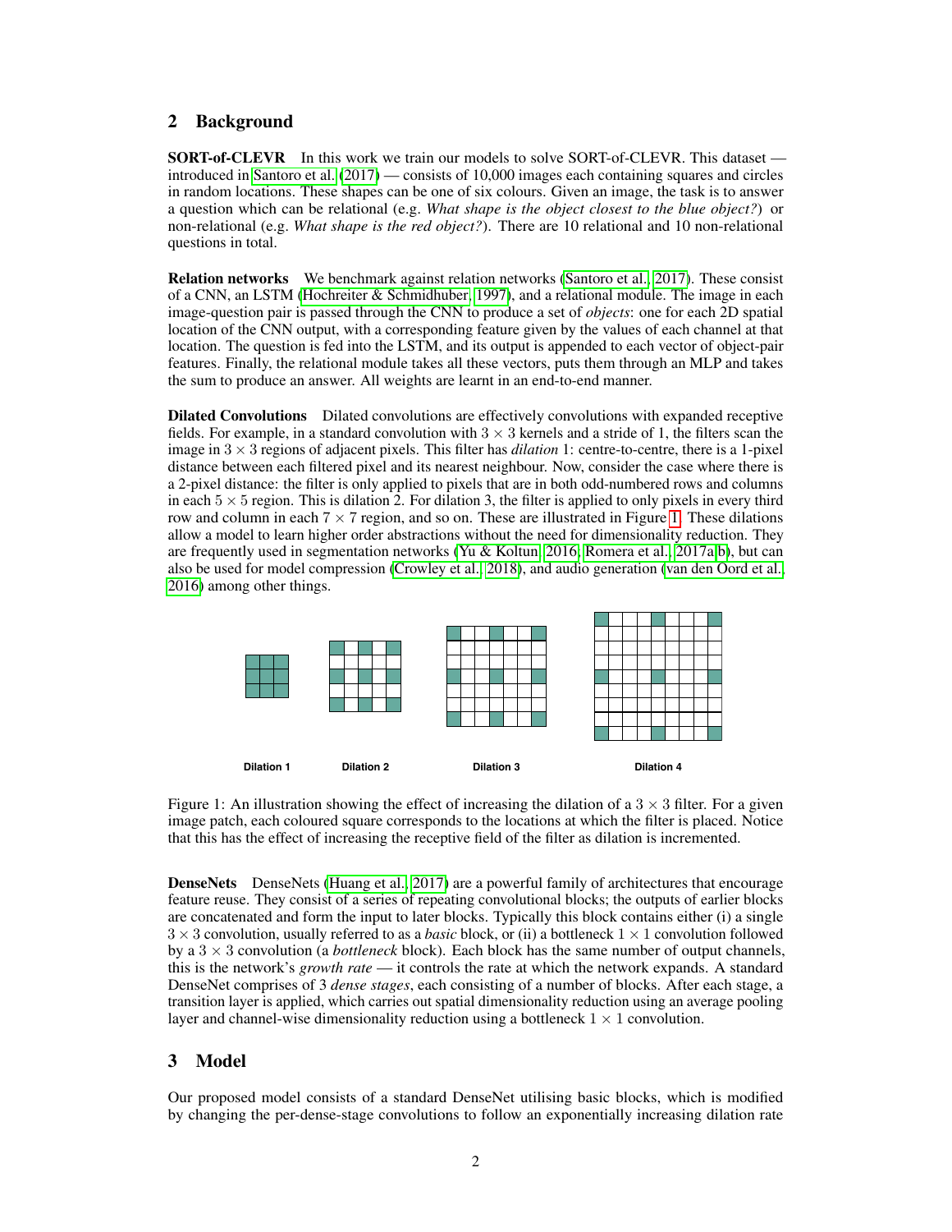## 2 Background

**SORT-of-CLEVR** In this work we train our models to solve SORT-of-CLEVR. This dataset — introduced in Santoro et al. (2017) — consists of 10,000 images each containing squares and circles in random locations. These shapes can be one of six colours. Given an image, the task is to answer a question which can be relational (e.g. *What shape is the object closest to the blue object?*) or non-relational (e.g. *What shape is the red object?*). There are 10 relational and 10 non-relational questions in total.

**Relation networks** We benchmark against relation networks (Santoro et al., 2017). These consist of a CNN, an LSTM (Hochreiter & Schmidhuber, 1997), and a relational module. The image in each image-question pair is passed through the CNN to produce a set of *objects*: one for each 2D spatial location of the CNN output, with a corresponding feature given by the values of each channel at that location. The question is fed into the LSTM, and its output is appended to each vector of object-pair features. Finally, the relational module takes all these vectors, puts them through an MLP and takes the sum to produce an answer. All weights are learnt in an end-to-end manner.

**Dilated Convolutions** Dilated convolutions are effectively convolutions with expanded receptive fields. For example, in a standard convolution with $3 \times 3$ kernels and a stride of 1, the filters scan the image in $3 \times 3$ regions of adjacent pixels. This filter has *dilation* 1: centre-to-centre, there is a 1-pixel distance between each filtered pixel and its nearest neighbour. Now, consider the case where there is a 2-pixel distance: the filter is only applied to pixels that are in both odd-numbered rows and columns in each $5 \times 5$ region. This is dilation 2. For dilation 3, the filter is applied to only pixels in every third row and column in each $7 \times 7$ region, and so on. These are illustrated in Figure 1. These dilations allow a model to learn higher order abstractions without the need for dimensionality reduction. They are frequently used in segmentation networks (Yu & Koltun, 2016; Romera et al., 2017a;b), but can also be used for model compression (Crowley et al., 2018), and audio generation (van den Oord et al., 2016) among other things.

Dilation 1 &nbsp;&nbsp; Dilation 2 &nbsp;&nbsp; Dilation 3 &nbsp;&nbsp; Dilation 4

Figure 1: An illustration showing the effect of increasing the dilation of a $3 \times 3$ filter. For a given image patch, each coloured square corresponds to the locations at which the filter is placed. Notice that this has the effect of increasing the receptive field of the filter as dilation is incremented.

**DenseNets** DenseNets (Huang et al., 2017) are a powerful family of architectures that encourage feature reuse. They consist of a series of repeating convolutional blocks; the outputs of earlier blocks are concatenated and form the input to later blocks. Typically this block contains either (i) a single $3 \times 3$ convolution, usually referred to as a *basic* block, or (ii) a bottleneck $1 \times 1$ convolution followed by a $3 \times 3$ convolution (a *bottleneck* block). Each block has the same number of output channels, this is the network's *growth rate* — it controls the rate at which the network expands. A standard DenseNet comprises of 3 *dense stages*, each consisting of a number of blocks. After each stage, a transition layer is applied, which carries out spatial dimensionality reduction using an average pooling layer and channel-wise dimensionality reduction using a bottleneck $1 \times 1$ convolution.

## 3 Model

Our proposed model consists of a standard DenseNet utilising basic blocks, which is modified by changing the per-dense-stage convolutions to follow an exponentially increasing dilation rate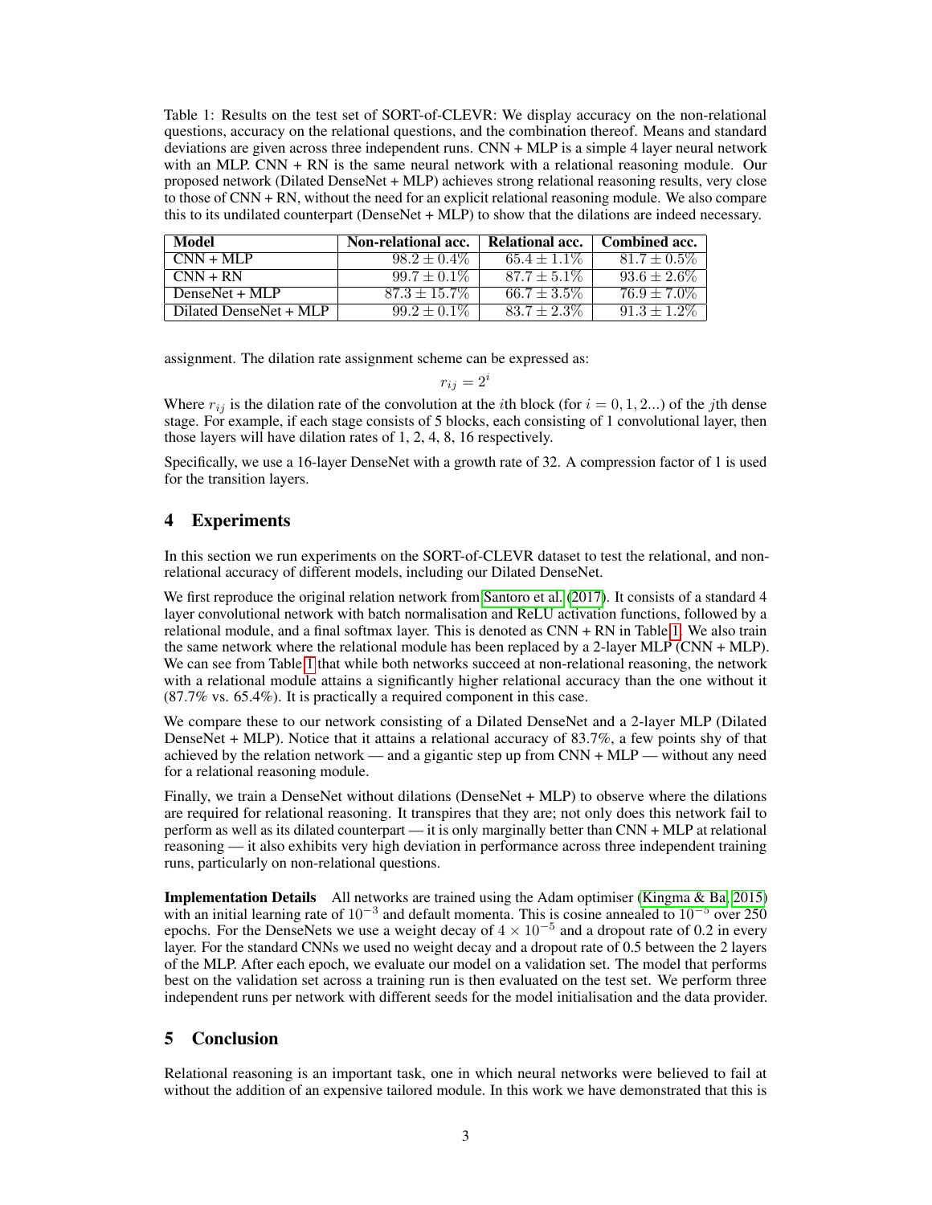Table 1: Results on the test set of SORT-of-CLEVR: We display accuracy on the non-relational questions, accuracy on the relational questions, and the combination thereof. Means and standard deviations are given across three independent runs. CNN + MLP is a simple 4 layer neural network with an MLP. CNN + RN is the same neural network with a relational reasoning module. Our proposed network (Dilated DenseNet + MLP) achieves strong relational reasoning results, very close to those of CNN + RN, without the need for an explicit relational reasoning module. We also compare this to its undilated counterpart (DenseNet + MLP) to show that the dilations are indeed necessary.

| Model | Non-relational acc. | Relational acc. | Combined acc. |
|---|---|---|---|
| CNN + MLP | $98.2 \pm 0.4\%$ | $65.4 \pm 1.1\%$ | $81.7 \pm 0.5\%$ |
| CNN + RN | $99.7 \pm 0.1\%$ | $87.7 \pm 5.1\%$ | $93.6 \pm 2.6\%$ |
| DenseNet + MLP | $87.3 \pm 15.7\%$ | $66.7 \pm 3.5\%$ | $76.9 \pm 7.0\%$ |
| Dilated DenseNet + MLP | $99.2 \pm 0.1\%$ | $83.7 \pm 2.3\%$ | $91.3 \pm 1.2\%$ |

assignment. The dilation rate assignment scheme can be expressed as:

$$r_{ij} = 2^i$$

Where $r_{ij}$ is the dilation rate of the convolution at the $i$th block (for $i = 0, 1, 2...$) of the $j$th dense stage. For example, if each stage consists of 5 blocks, each consisting of 1 convolutional layer, then those layers will have dilation rates of 1, 2, 4, 8, 16 respectively.

Specifically, we use a 16-layer DenseNet with a growth rate of 32. A compression factor of 1 is used for the transition layers.

## 4 Experiments

In this section we run experiments on the SORT-of-CLEVR dataset to test the relational, and non-relational accuracy of different models, including our Dilated DenseNet.

We first reproduce the original relation network from Santoro et al. (2017). It consists of a standard 4 layer convolutional network with batch normalisation and ReLU activation functions, followed by a relational module, and a final softmax layer. This is denoted as CNN + RN in Table 1. We also train the same network where the relational module has been replaced by a 2-layer MLP (CNN + MLP). We can see from Table 1 that while both networks succeed at non-relational reasoning, the network with a relational module attains a significantly higher relational accuracy than the one without it (87.7% vs. 65.4%). It is practically a required component in this case.

We compare these to our network consisting of a Dilated DenseNet and a 2-layer MLP (Dilated DenseNet + MLP). Notice that it attains a relational accuracy of 83.7%, a few points shy of that achieved by the relation network — and a gigantic step up from CNN + MLP — without any need for a relational reasoning module.

Finally, we train a DenseNet without dilations (DenseNet + MLP) to observe where the dilations are required for relational reasoning. It transpires that they are; not only does this network fail to perform as well as its dilated counterpart — it is only marginally better than CNN + MLP at relational reasoning — it also exhibits very high deviation in performance across three independent training runs, particularly on non-relational questions.

**Implementation Details** All networks are trained using the Adam optimiser (Kingma & Ba, 2015) with an initial learning rate of $10^{-3}$ and default momenta. This is cosine annealed to $10^{-5}$ over 250 epochs. For the DenseNets we use a weight decay of $4 \times 10^{-5}$ and a dropout rate of 0.2 in every layer. For the standard CNNs we used no weight decay and a dropout rate of 0.5 between the 2 layers of the MLP. After each epoch, we evaluate our model on a validation set. The model that performs best on the validation set across a training run is then evaluated on the test set. We perform three independent runs per network with different seeds for the model initialisation and the data provider.

## 5 Conclusion

Relational reasoning is an important task, one in which neural networks were believed to fail at without the addition of an expensive tailored module. In this work we have demonstrated that this is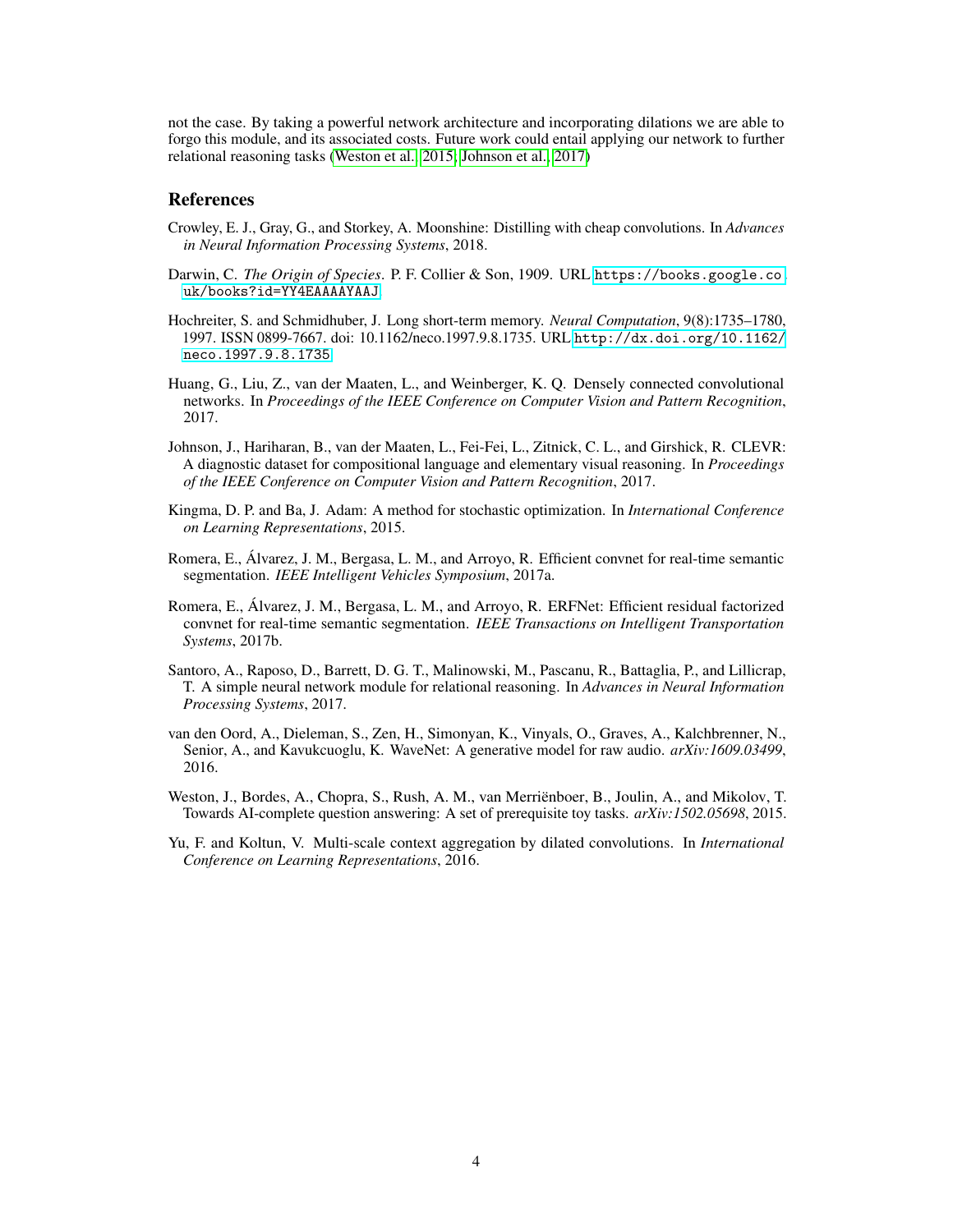not the case. By taking a powerful network architecture and incorporating dilations we are able to forgo this module, and its associated costs. Future work could entail applying our network to further relational reasoning tasks (Weston et al., 2015; Johnson et al., 2017)

## References

Crowley, E. J., Gray, G., and Storkey, A. Moonshine: Distilling with cheap convolutions. In *Advances in Neural Information Processing Systems*, 2018.

Darwin, C. *The Origin of Species*. P. F. Collier & Son, 1909. URL `https://books.google.co.uk/books?id=YY4EAAAAYAAJ`.

Hochreiter, S. and Schmidhuber, J. Long short-term memory. *Neural Computation*, 9(8):1735–1780, 1997. ISSN 0899-7667. doi: 10.1162/neco.1997.9.8.1735. URL `http://dx.doi.org/10.1162/neco.1997.9.8.1735`.

Huang, G., Liu, Z., van der Maaten, L., and Weinberger, K. Q. Densely connected convolutional networks. In *Proceedings of the IEEE Conference on Computer Vision and Pattern Recognition*, 2017.

Johnson, J., Hariharan, B., van der Maaten, L., Fei-Fei, L., Zitnick, C. L., and Girshick, R. CLEVR: A diagnostic dataset for compositional language and elementary visual reasoning. In *Proceedings of the IEEE Conference on Computer Vision and Pattern Recognition*, 2017.

Kingma, D. P. and Ba, J. Adam: A method for stochastic optimization. In *International Conference on Learning Representations*, 2015.

Romera, E., Álvarez, J. M., Bergasa, L. M., and Arroyo, R. Efficient convnet for real-time semantic segmentation. *IEEE Intelligent Vehicles Symposium*, 2017a.

Romera, E., Álvarez, J. M., Bergasa, L. M., and Arroyo, R. ERFNet: Efficient residual factorized convnet for real-time semantic segmentation. *IEEE Transactions on Intelligent Transportation Systems*, 2017b.

Santoro, A., Raposo, D., Barrett, D. G. T., Malinowski, M., Pascanu, R., Battaglia, P., and Lillicrap, T. A simple neural network module for relational reasoning. In *Advances in Neural Information Processing Systems*, 2017.

van den Oord, A., Dieleman, S., Zen, H., Simonyan, K., Vinyals, O., Graves, A., Kalchbrenner, N., Senior, A., and Kavukcuoglu, K. WaveNet: A generative model for raw audio. *arXiv:1609.03499*, 2016.

Weston, J., Bordes, A., Chopra, S., Rush, A. M., van Merriënboer, B., Joulin, A., and Mikolov, T. Towards AI-complete question answering: A set of prerequisite toy tasks. *arXiv:1502.05698*, 2015.

Yu, F. and Koltun, V. Multi-scale context aggregation by dilated convolutions. In *International Conference on Learning Representations*, 2016.